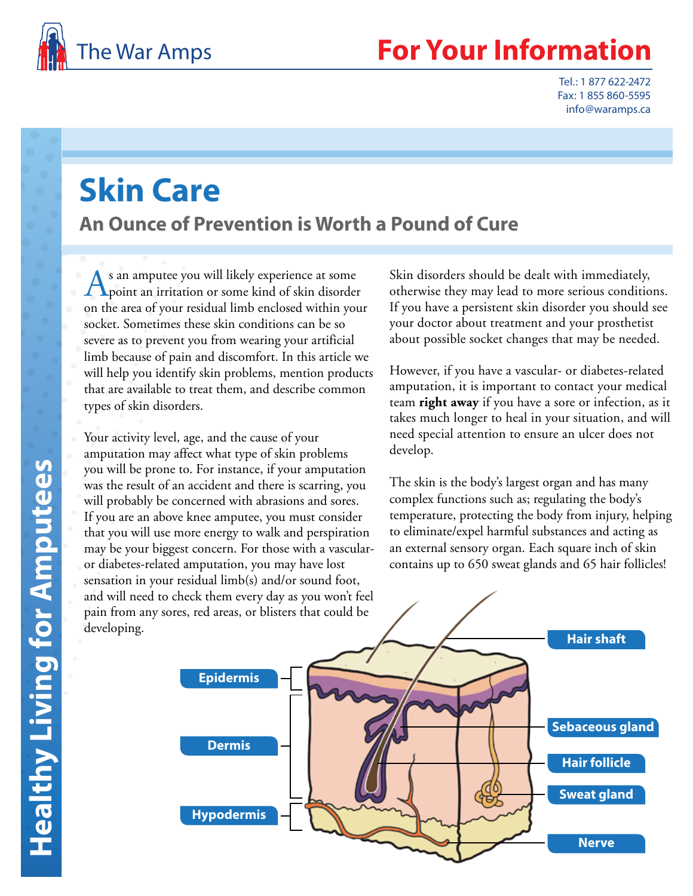The War Amps

# For Your Information

Tel.: 1 877 622-2472
Fax: 1 855 860-5595
info@waramps.ca

Healthy Living for Amputees

# Skin Care

## An Ounce of Prevention is Worth a Pound of Cure

As an amputee you will likely experience at some point an irritation or some kind of skin disorder on the area of your residual limb enclosed within your socket. Sometimes these skin conditions can be so severe as to prevent you from wearing your artificial limb because of pain and discomfort. In this article we will help you identify skin problems, mention products that are available to treat them, and describe common types of skin disorders.

Your activity level, age, and the cause of your amputation may affect what type of skin problems you will be prone to. For instance, if your amputation was the result of an accident and there is scarring, you will probably be concerned with abrasions and sores. If you are an above knee amputee, you must consider that you will use more energy to walk and perspiration may be your biggest concern. For those with a vascular- or diabetes-related amputation, you may have lost sensation in your residual limb(s) and/or sound foot, and will need to check them every day as you won't feel pain from any sores, red areas, or blisters that could be developing.

Skin disorders should be dealt with immediately, otherwise they may lead to more serious conditions. If you have a persistent skin disorder you should see your doctor about treatment and your prosthetist about possible socket changes that may be needed.

However, if you have a vascular- or diabetes-related amputation, it is important to contact your medical team **right away** if you have a sore or infection, as it takes much longer to heal in your situation, and will need special attention to ensure an ulcer does not develop.

The skin is the body's largest organ and has many complex functions such as; regulating the body's temperature, protecting the body from injury, helping to eliminate/expel harmful substances and acting as an external sensory organ. Each square inch of skin contains up to 650 sweat glands and 65 hair follicles!

Epidermis
Dermis
Hypodermis
Hair shaft
Sebaceous gland
Hair follicle
Sweat gland
Nerve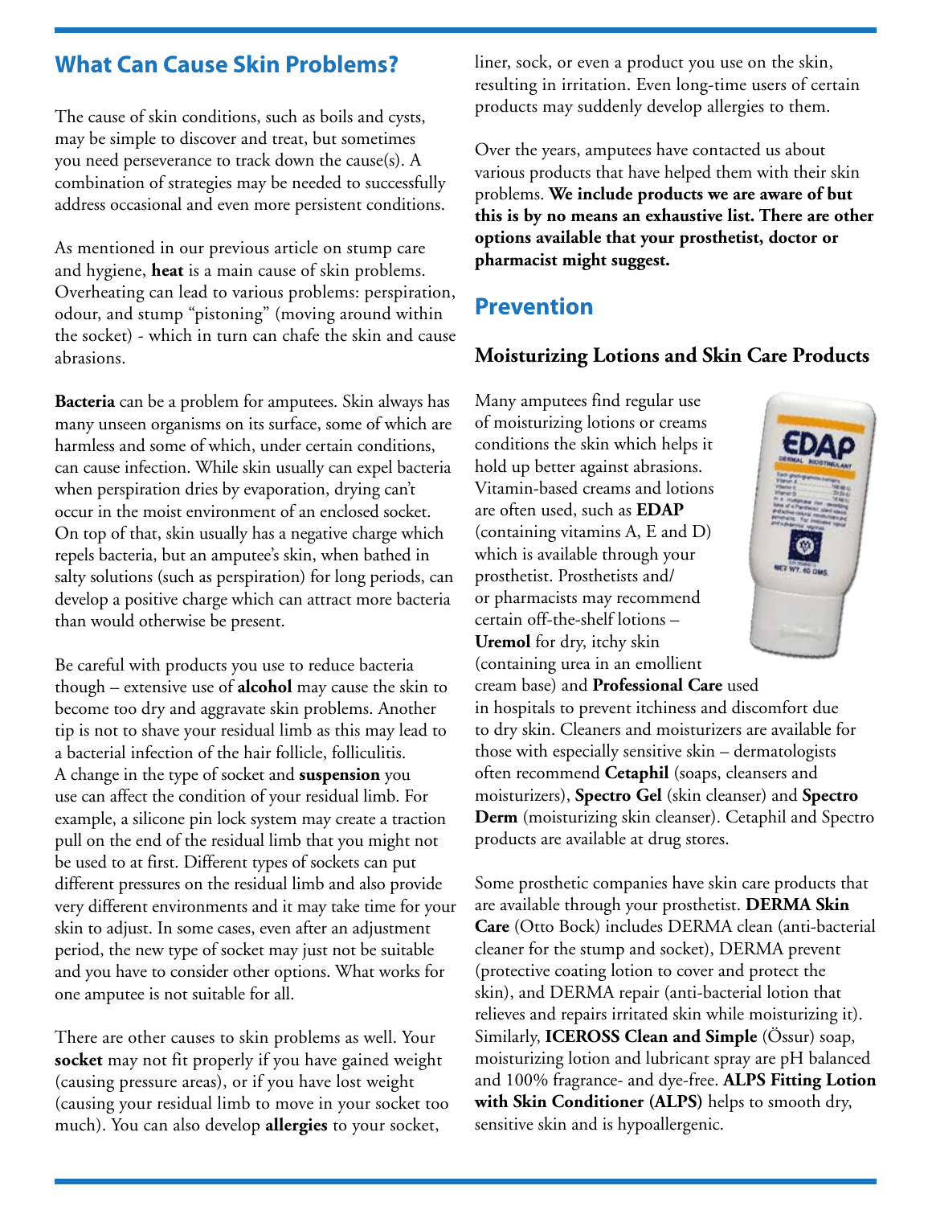## What Can Cause Skin Problems?

The cause of skin conditions, such as boils and cysts, may be simple to discover and treat, but sometimes you need perseverance to track down the cause(s). A combination of strategies may be needed to successfully address occasional and even more persistent conditions.

As mentioned in our previous article on stump care and hygiene, **heat** is a main cause of skin problems. Overheating can lead to various problems: perspiration, odour, and stump "pistoning" (moving around within the socket) - which in turn can chafe the skin and cause abrasions.

**Bacteria** can be a problem for amputees. Skin always has many unseen organisms on its surface, some of which are harmless and some of which, under certain conditions, can cause infection. While skin usually can expel bacteria when perspiration dries by evaporation, drying can't occur in the moist environment of an enclosed socket. On top of that, skin usually has a negative charge which repels bacteria, but an amputee's skin, when bathed in salty solutions (such as perspiration) for long periods, can develop a positive charge which can attract more bacteria than would otherwise be present.

Be careful with products you use to reduce bacteria though – extensive use of **alcohol** may cause the skin to become too dry and aggravate skin problems. Another tip is not to shave your residual limb as this may lead to a bacterial infection of the hair follicle, folliculitis. A change in the type of socket and **suspension** you use can affect the condition of your residual limb. For example, a silicone pin lock system may create a traction pull on the end of the residual limb that you might not be used to at first. Different types of sockets can put different pressures on the residual limb and also provide very different environments and it may take time for your skin to adjust. In some cases, even after an adjustment period, the new type of socket may just not be suitable and you have to consider other options. What works for one amputee is not suitable for all.

There are other causes to skin problems as well. Your **socket** may not fit properly if you have gained weight (causing pressure areas), or if you have lost weight (causing your residual limb to move in your socket too much). You can also develop **allergies** to your socket, liner, sock, or even a product you use on the skin, resulting in irritation. Even long-time users of certain products may suddenly develop allergies to them.

Over the years, amputees have contacted us about various products that have helped them with their skin problems. **We include products we are aware of but this is by no means an exhaustive list. There are other options available that your prosthetist, doctor or pharmacist might suggest.**

## Prevention

### Moisturizing Lotions and Skin Care Products

Many amputees find regular use of moisturizing lotions or creams conditions the skin which helps it hold up better against abrasions. Vitamin-based creams and lotions are often used, such as **EDAP** (containing vitamins A, E and D) which is available through your prosthetist. Prosthetists and/or pharmacists may recommend certain off-the-shelf lotions – **Uremol** for dry, itchy skin (containing urea in an emollient cream base) and **Professional Care** used in hospitals to prevent itchiness and discomfort due to dry skin. Cleaners and moisturizers are available for those with especially sensitive skin – dermatologists often recommend **Cetaphil** (soaps, cleansers and moisturizers), **Spectro Gel** (skin cleanser) and **Spectro Derm** (moisturizing skin cleanser). Cetaphil and Spectro products are available at drug stores.

Some prosthetic companies have skin care products that are available through your prosthetist. **DERMA Skin Care** (Otto Bock) includes DERMA clean (anti-bacterial cleaner for the stump and socket), DERMA prevent (protective coating lotion to cover and protect the skin), and DERMA repair (anti-bacterial lotion that relieves and repairs irritated skin while moisturizing it). Similarly, **ICEROSS Clean and Simple** (Össur) soap, moisturizing lotion and lubricant spray are pH balanced and 100% fragrance- and dye-free. **ALPS Fitting Lotion with Skin Conditioner (ALPS)** helps to smooth dry, sensitive skin and is hypoallergenic.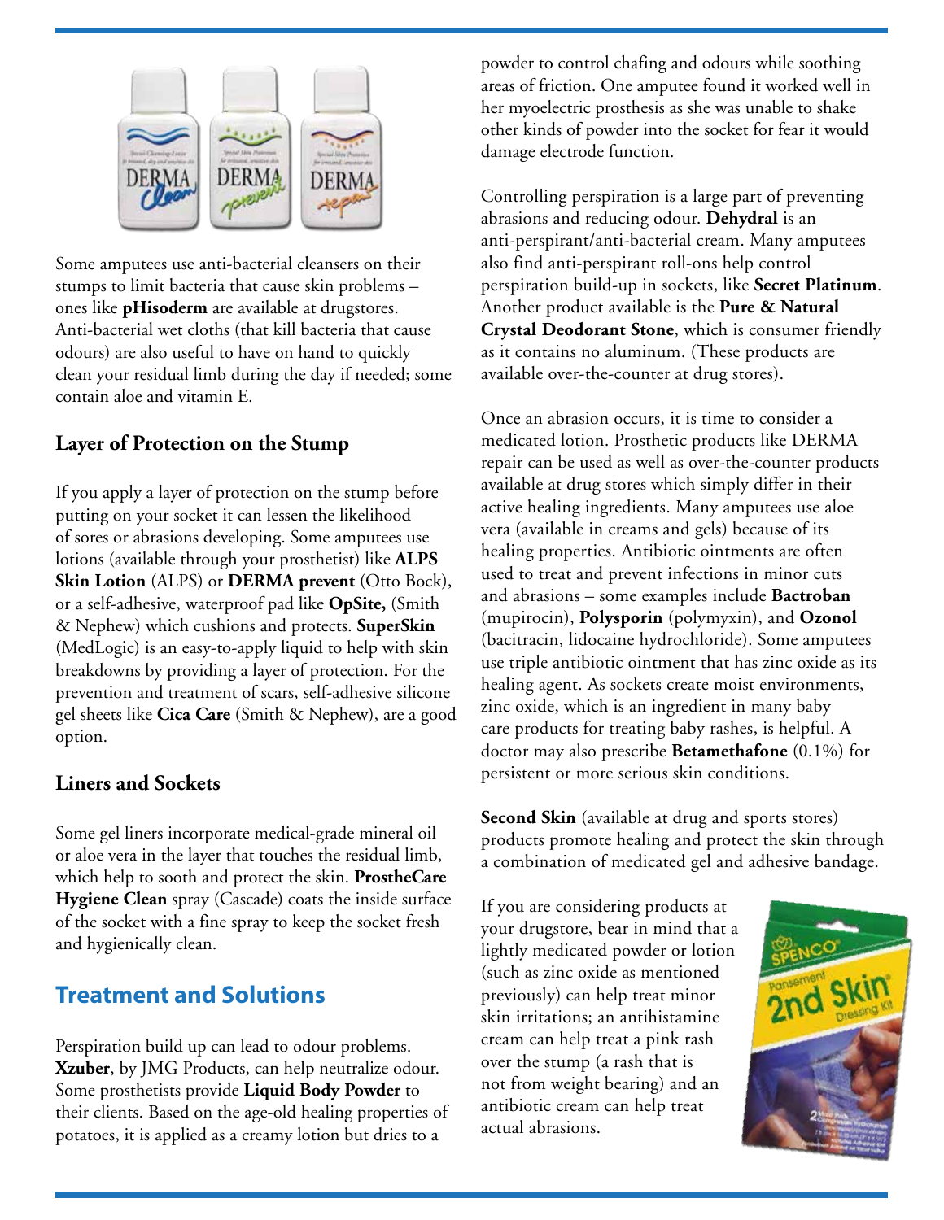Some amputees use anti-bacterial cleansers on their stumps to limit bacteria that cause skin problems – ones like **pHisoderm** are available at drugstores. Anti-bacterial wet cloths (that kill bacteria that cause odours) are also useful to have on hand to quickly clean your residual limb during the day if needed; some contain aloe and vitamin E.

### Layer of Protection on the Stump

If you apply a layer of protection on the stump before putting on your socket it can lessen the likelihood of sores or abrasions developing. Some amputees use lotions (available through your prosthetist) like **ALPS Skin Lotion** (ALPS) or **DERMA prevent** (Otto Bock), or a self-adhesive, waterproof pad like **OpSite,** (Smith & Nephew) which cushions and protects. **SuperSkin** (MedLogic) is an easy-to-apply liquid to help with skin breakdowns by providing a layer of protection. For the prevention and treatment of scars, self-adhesive silicone gel sheets like **Cica Care** (Smith & Nephew), are a good option.

### Liners and Sockets

Some gel liners incorporate medical-grade mineral oil or aloe vera in the layer that touches the residual limb, which help to sooth and protect the skin. **ProstheCare Hygiene Clean** spray (Cascade) coats the inside surface of the socket with a fine spray to keep the socket fresh and hygienically clean.

## Treatment and Solutions

Perspiration build up can lead to odour problems. **Xzuber**, by JMG Products, can help neutralize odour. Some prosthetists provide **Liquid Body Powder** to their clients. Based on the age-old healing properties of potatoes, it is applied as a creamy lotion but dries to a powder to control chafing and odours while soothing areas of friction. One amputee found it worked well in her myoelectric prosthesis as she was unable to shake other kinds of powder into the socket for fear it would damage electrode function.

Controlling perspiration is a large part of preventing abrasions and reducing odour. **Dehydral** is an anti-perspirant/anti-bacterial cream. Many amputees also find anti-perspirant roll-ons help control perspiration build-up in sockets, like **Secret Platinum**. Another product available is the **Pure & Natural Crystal Deodorant Stone**, which is consumer friendly as it contains no aluminum. (These products are available over-the-counter at drug stores).

Once an abrasion occurs, it is time to consider a medicated lotion. Prosthetic products like DERMA repair can be used as well as over-the-counter products available at drug stores which simply differ in their active healing ingredients. Many amputees use aloe vera (available in creams and gels) because of its healing properties. Antibiotic ointments are often used to treat and prevent infections in minor cuts and abrasions – some examples include **Bactroban** (mupirocin), **Polysporin** (polymyxin), and **Ozonol** (bacitracin, lidocaine hydrochloride). Some amputees use triple antibiotic ointment that has zinc oxide as its healing agent. As sockets create moist environments, zinc oxide, which is an ingredient in many baby care products for treating baby rashes, is helpful. A doctor may also prescribe **Betamethafone** (0.1%) for persistent or more serious skin conditions.

**Second Skin** (available at drug and sports stores) products promote healing and protect the skin through a combination of medicated gel and adhesive bandage.

If you are considering products at your drugstore, bear in mind that a lightly medicated powder or lotion (such as zinc oxide as mentioned previously) can help treat minor skin irritations; an antihistamine cream can help treat a pink rash over the stump (a rash that is not from weight bearing) and an antibiotic cream can help treat actual abrasions.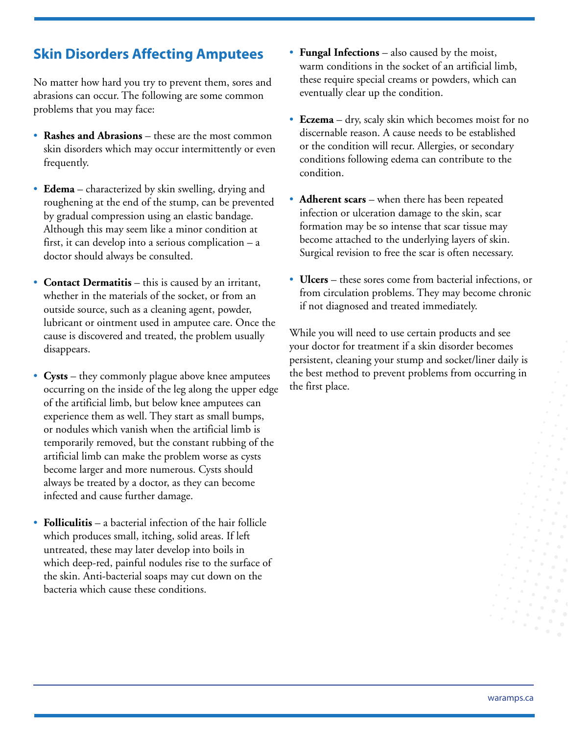## Skin Disorders Affecting Amputees

No matter how hard you try to prevent them, sores and abrasions can occur. The following are some common problems that you may face:

- **Rashes and Abrasions** – these are the most common skin disorders which may occur intermittently or even frequently.
- **Edema** – characterized by skin swelling, drying and roughening at the end of the stump, can be prevented by gradual compression using an elastic bandage. Although this may seem like a minor condition at first, it can develop into a serious complication – a doctor should always be consulted.
- **Contact Dermatitis** – this is caused by an irritant, whether in the materials of the socket, or from an outside source, such as a cleaning agent, powder, lubricant or ointment used in amputee care. Once the cause is discovered and treated, the problem usually disappears.
- **Cysts** – they commonly plague above knee amputees occurring on the inside of the leg along the upper edge of the artificial limb, but below knee amputees can experience them as well. They start as small bumps, or nodules which vanish when the artificial limb is temporarily removed, but the constant rubbing of the artificial limb can make the problem worse as cysts become larger and more numerous. Cysts should always be treated by a doctor, as they can become infected and cause further damage.
- **Folliculitis** – a bacterial infection of the hair follicle which produces small, itching, solid areas. If left untreated, these may later develop into boils in which deep-red, painful nodules rise to the surface of the skin. Anti-bacterial soaps may cut down on the bacteria which cause these conditions.
- **Fungal Infections** – also caused by the moist, warm conditions in the socket of an artificial limb, these require special creams or powders, which can eventually clear up the condition.
- **Eczema** – dry, scaly skin which becomes moist for no discernable reason. A cause needs to be established or the condition will recur. Allergies, or secondary conditions following edema can contribute to the condition.
- **Adherent scars** – when there has been repeated infection or ulceration damage to the skin, scar formation may be so intense that scar tissue may become attached to the underlying layers of skin. Surgical revision to free the scar is often necessary.
- **Ulcers** – these sores come from bacterial infections, or from circulation problems. They may become chronic if not diagnosed and treated immediately.

While you will need to use certain products and see your doctor for treatment if a skin disorder becomes persistent, cleaning your stump and socket/liner daily is the best method to prevent problems from occurring in the first place.